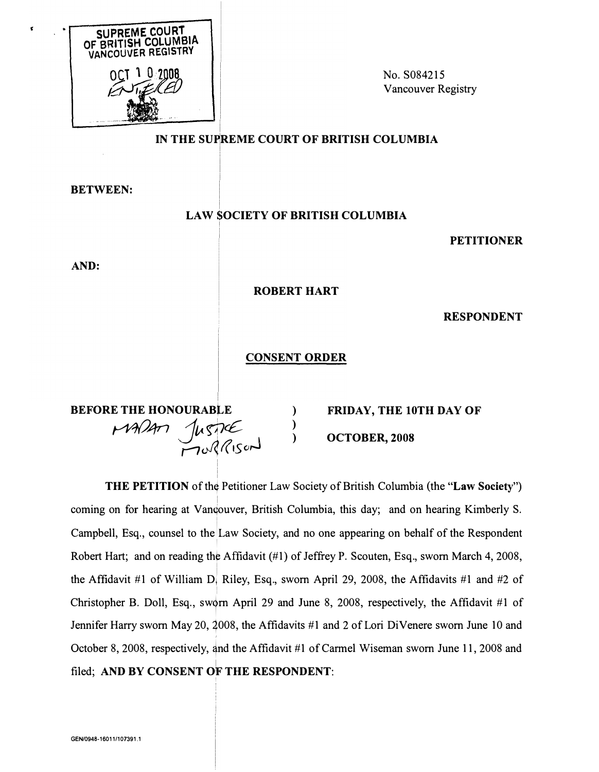SUPREME COURT OF BRITISH COLUMBIA
VANCOUVER REGISTRY

OCT 10 2008

ENTERED

No. S084215
Vancouver Registry

**IN THE SUPREME COURT OF BRITISH COLUMBIA**

**BETWEEN:**

**LAW SOCIETY OF BRITISH COLUMBIA**

**PETITIONER**

**AND:**

**ROBERT HART**

**RESPONDENT**

**CONSENT ORDER**

| **BEFORE THE HONOURABLE** | ) | **FRIDAY, THE 10TH DAY OF** |
|---|---|---|
| MADAM JUSTICE MORRISON | ) | |
| | ) | **OCTOBER, 2008** |

**THE PETITION** of the Petitioner Law Society of British Columbia (the "**Law Society**") coming on for hearing at Vancouver, British Columbia, this day; and on hearing Kimberly S. Campbell, Esq., counsel to the Law Society, and no one appearing on behalf of the Respondent Robert Hart; and on reading the Affidavit (#1) of Jeffrey P. Scouten, Esq., sworn March 4, 2008, the Affidavit #1 of William D. Riley, Esq., sworn April 29, 2008, the Affidavits #1 and #2 of Christopher B. Doll, Esq., sworn April 29 and June 8, 2008, respectively, the Affidavit #1 of Jennifer Harry sworn May 20, 2008, the Affidavits #1 and 2 of Lori DiVenere sworn June 10 and October 8, 2008, respectively, and the Affidavit #1 of Carmel Wiseman sworn June 11, 2008 and filed; **AND BY CONSENT OF THE RESPONDENT**:

GEN/0948-16011/107391.1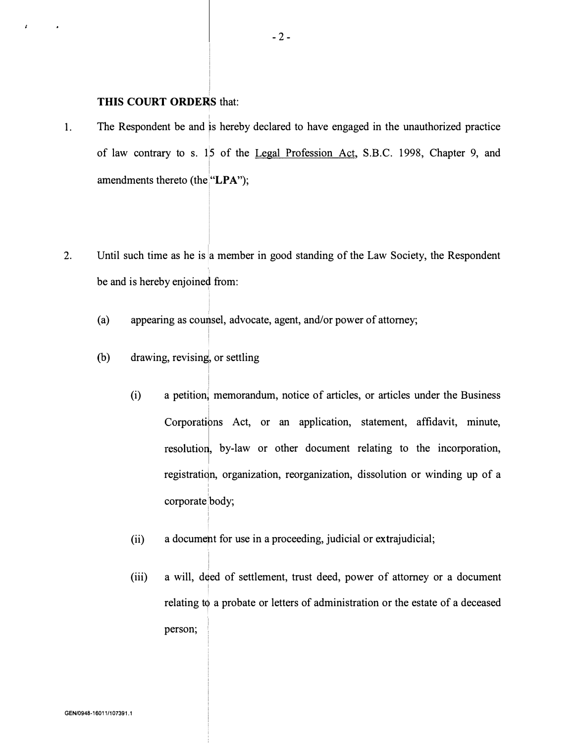**THIS COURT ORDERS** that:

1. The Respondent be and is hereby declared to have engaged in the unauthorized practice of law contrary to s. 15 of the Legal Profession Act, S.B.C. 1998, Chapter 9, and amendments thereto (the "**LPA**");

2. Until such time as he is a member in good standing of the Law Society, the Respondent be and is hereby enjoined from:

   (a) appearing as counsel, advocate, agent, and/or power of attorney;

   (b) drawing, revising, or settling

      (i) a petition, memorandum, notice of articles, or articles under the Business Corporations Act, or an application, statement, affidavit, minute, resolution, by-law or other document relating to the incorporation, registration, organization, reorganization, dissolution or winding up of a corporate body;

      (ii) a document for use in a proceeding, judicial or extrajudicial;

      (iii) a will, deed of settlement, trust deed, power of attorney or a document relating to a probate or letters of administration or the estate of a deceased person;

GEN/0948-16011/107391.1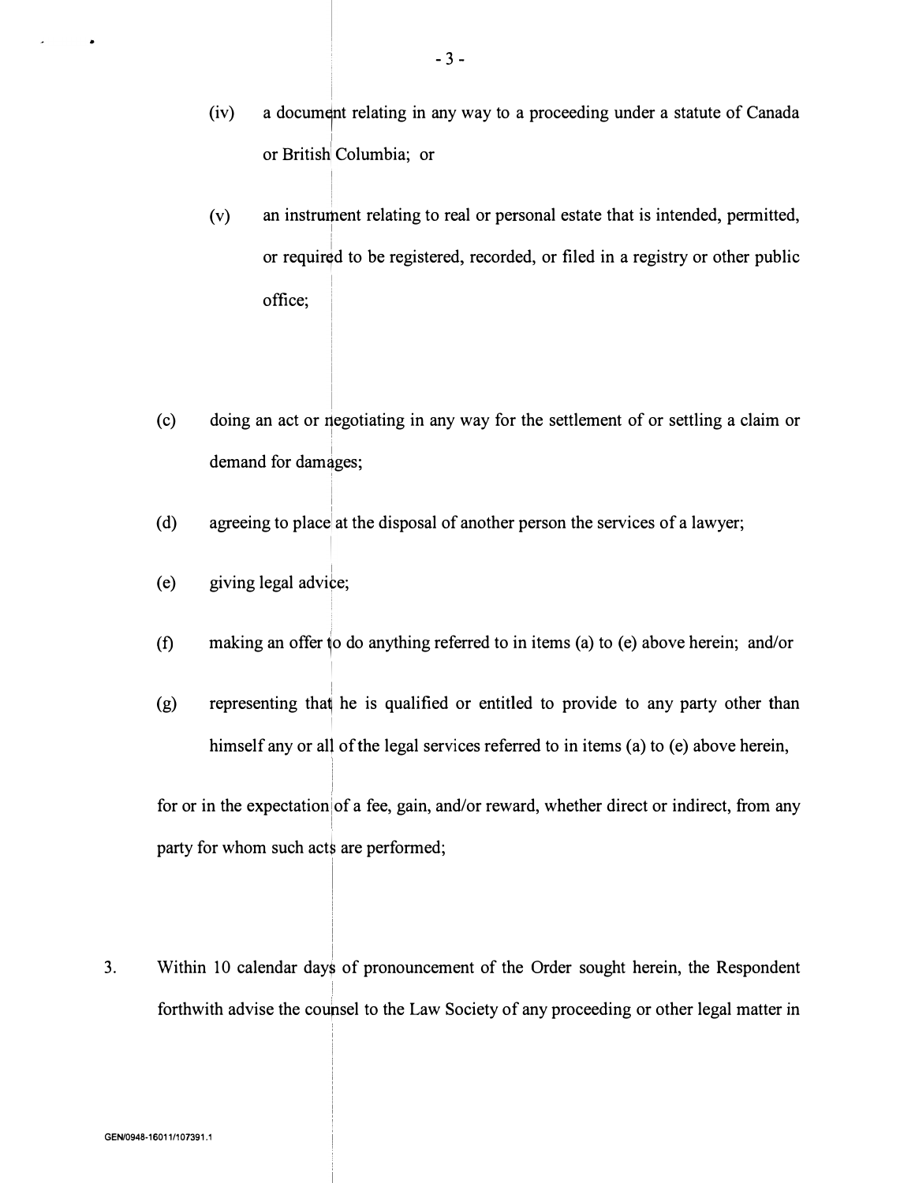(iv) a document relating in any way to a proceeding under a statute of Canada or British Columbia; or

(v) an instrument relating to real or personal estate that is intended, permitted, or required to be registered, recorded, or filed in a registry or other public office;

(c) doing an act or negotiating in any way for the settlement of or settling a claim or demand for damages;

(d) agreeing to place at the disposal of another person the services of a lawyer;

(e) giving legal advice;

(f) making an offer to do anything referred to in items (a) to (e) above herein; and/or

(g) representing that he is qualified or entitled to provide to any party other than himself any or all of the legal services referred to in items (a) to (e) above herein,

for or in the expectation of a fee, gain, and/or reward, whether direct or indirect, from any party for whom such acts are performed;

3. Within 10 calendar days of pronouncement of the Order sought herein, the Respondent forthwith advise the counsel to the Law Society of any proceeding or other legal matter in

GEN/0948-16011/107391.1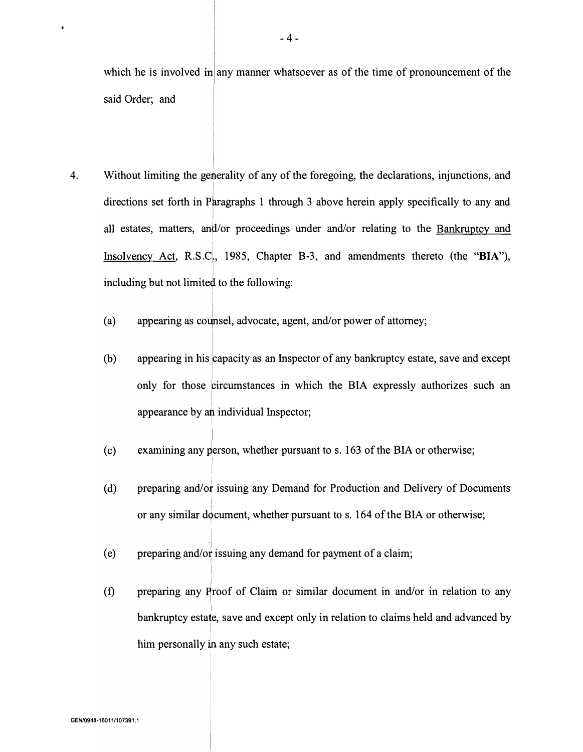which he is involved in any manner whatsoever as of the time of pronouncement of the said Order; and

4. Without limiting the generality of any of the foregoing, the declarations, injunctions, and directions set forth in Paragraphs 1 through 3 above herein apply specifically to any and all estates, matters, and/or proceedings under and/or relating to the Bankruptcy and Insolvency Act, R.S.C., 1985, Chapter B-3, and amendments thereto (the "**BIA**"), including but not limited to the following:

   (a) appearing as counsel, advocate, agent, and/or power of attorney;

   (b) appearing in his capacity as an Inspector of any bankruptcy estate, save and except only for those circumstances in which the BIA expressly authorizes such an appearance by an individual Inspector;

   (c) examining any person, whether pursuant to s. 163 of the BIA or otherwise;

   (d) preparing and/or issuing any Demand for Production and Delivery of Documents or any similar document, whether pursuant to s. 164 of the BIA or otherwise;

   (e) preparing and/or issuing any demand for payment of a claim;

   (f) preparing any Proof of Claim or similar document in and/or in relation to any bankruptcy estate, save and except only in relation to claims held and advanced by him personally in any such estate;

GEN/0948-16011/107391.1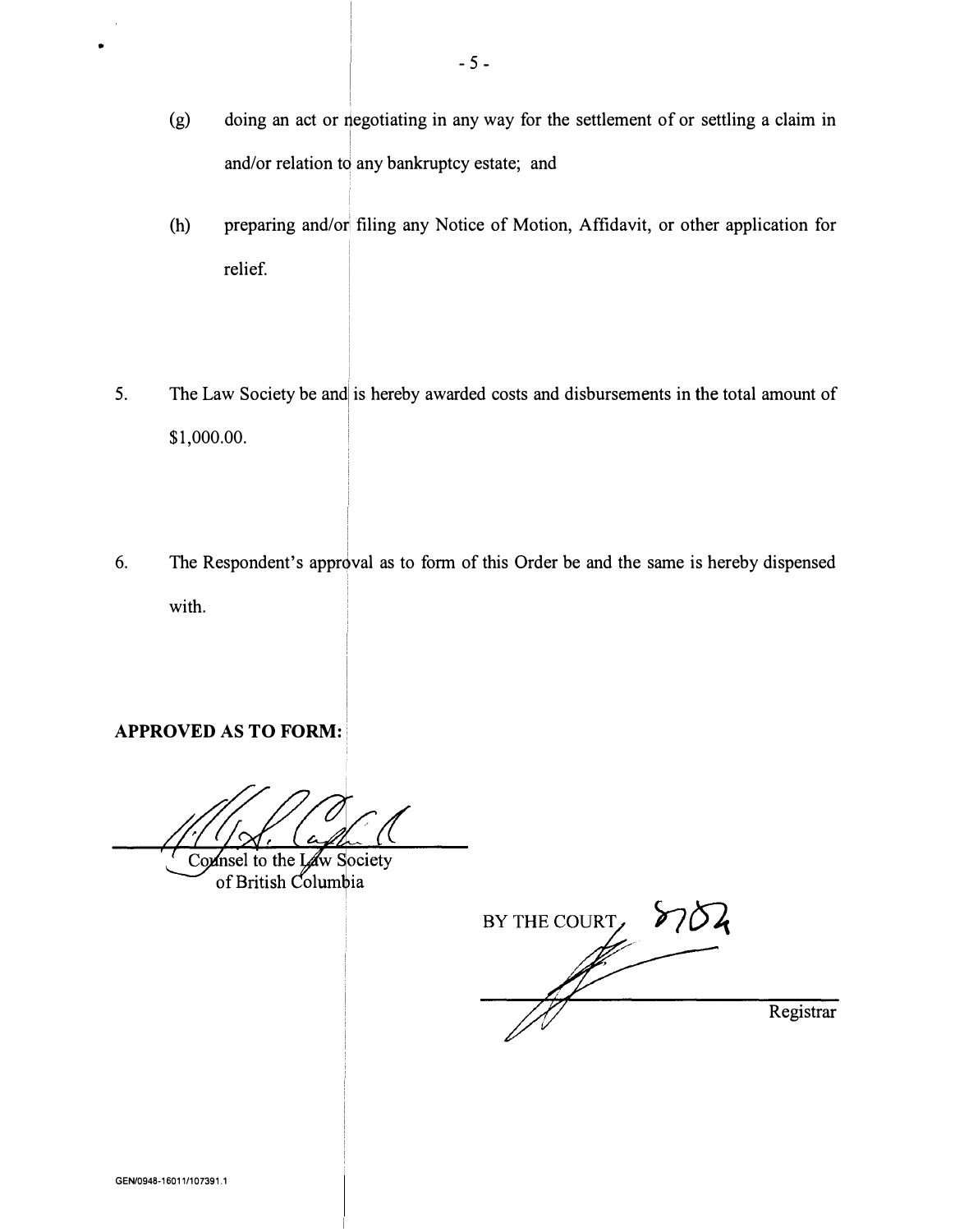(g) doing an act or negotiating in any way for the settlement of or settling a claim in and/or relation to any bankruptcy estate; and

(h) preparing and/or filing any Notice of Motion, Affidavit, or other application for relief.

5. The Law Society be and is hereby awarded costs and disbursements in the total amount of $1,000.00.

6. The Respondent's approval as to form of this Order be and the same is hereby dispensed with.

**APPROVED AS TO FORM:**

Counsel to the Law Society of British Columbia

BY THE COURT

Registrar

GEN/0948-16011/107391.1